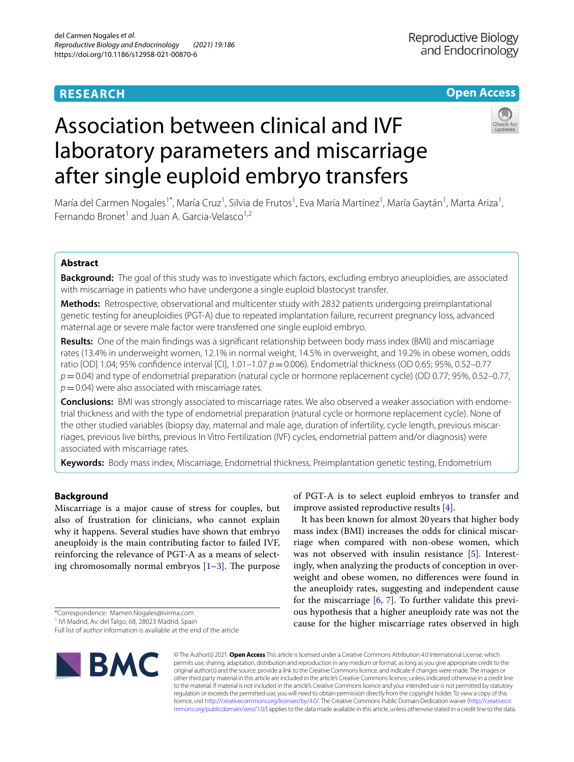**RESEARCH** **Open Access**

# Association between clinical and IVF laboratory parameters and miscarriage after single euploid embryo transfers

María del Carmen Nogales[1*], María Cruz[1], Silvia de Frutos[1], Eva María Martínez[1], María Gaytán[1], Marta Ariza[1], Fernando Bronet[1] and Juan A. Garcia-Velasco[1,2]

## Abstract

**Background:** The goal of this study was to investigate which factors, excluding embryo aneuploidies, are associated with miscarriage in patients who have undergone a single euploid blastocyst transfer.

**Methods:** Retrospective, observational and multicenter study with 2832 patients undergoing preimplantational genetic testing for aneuploidies (PGT-A) due to repeated implantation failure, recurrent pregnancy loss, advanced maternal age or severe male factor were transferred one single euploid embryo.

**Results:** One of the main findings was a significant relationship between body mass index (BMI) and miscarriage rates (13.4% in underweight women, 12.1% in normal weight, 14.5% in overweight, and 19.2% in obese women, odds ratio [OD] 1.04; 95% confidence interval [CI], 1.01–1.07 $p = 0.006$). Endometrial thickness (OD 0.65; 95%, 0.52–0.77 $p = 0.04$) and type of endometrial preparation (natural cycle or hormone replacement cycle) (OD 0.77; 95%, 0.52–0.77, $p = 0.04$) were also associated with miscarriage rates.

**Conclusions:** BMI was strongly associated to miscarriage rates. We also observed a weaker association with endometrial thickness and with the type of endometrial preparation (natural cycle or hormone replacement cycle). None of the other studied variables (biopsy day, maternal and male age, duration of infertility, cycle length, previous miscarriages, previous live births, previous In Vitro Fertilization (IVF) cycles, endometrial pattern and/or diagnosis) were associated with miscarriage rates.

**Keywords:** Body mass index, Miscarriage, Endometrial thickness, Preimplantation genetic testing, Endometrium

## Background

Miscarriage is a major cause of stress for couples, but also of frustration for clinicians, who cannot explain why it happens. Several studies have shown that embryo aneuploidy is the main contributing factor to failed IVF, reinforcing the relevance of PGT-A as a means of selecting chromosomally normal embryos [1–3]. The purpose of PGT-A is to select euploid embryos to transfer and improve assisted reproductive results [4].

It has been known for almost 20 years that higher body mass index (BMI) increases the odds for clinical miscarriage when compared with non-obese women, which was not observed with insulin resistance [5]. Interestingly, when analyzing the products of conception in overweight and obese women, no differences were found in the aneuploidy rates, suggesting and independent cause for the miscarriage [6, 7]. To further validate this previous hypothesis that a higher aneuploidy rate was not the cause for the higher miscarriage rates observed in high

*Correspondence: Mamen.Nogales@ivirma.com
[1] IVI Madrid, Av. del Talgo, 68, 28023 Madrid, Spain
Full list of author information is available at the end of the article

© The Author(s) 2021. **Open Access** This article is licensed under a Creative Commons Attribution 4.0 International License, which permits use, sharing, adaptation, distribution and reproduction in any medium or format, as long as you give appropriate credit to the original author(s) and the source, provide a link to the Creative Commons licence, and indicate if changes were made. The images or other third party material in this article are included in the article's Creative Commons licence, unless indicated otherwise in a credit line to the material. If material is not included in the article's Creative Commons licence and your intended use is not permitted by statutory regulation or exceeds the permitted use, you will need to obtain permission directly from the copyright holder. To view a copy of this licence, visit http://creativecommons.org/licenses/by/4.0/. The Creative Commons Public Domain Dedication waiver (http://creativecommons.org/publicdomain/zero/1.0/) applies to the data made available in this article, unless otherwise stated in a credit line to the data.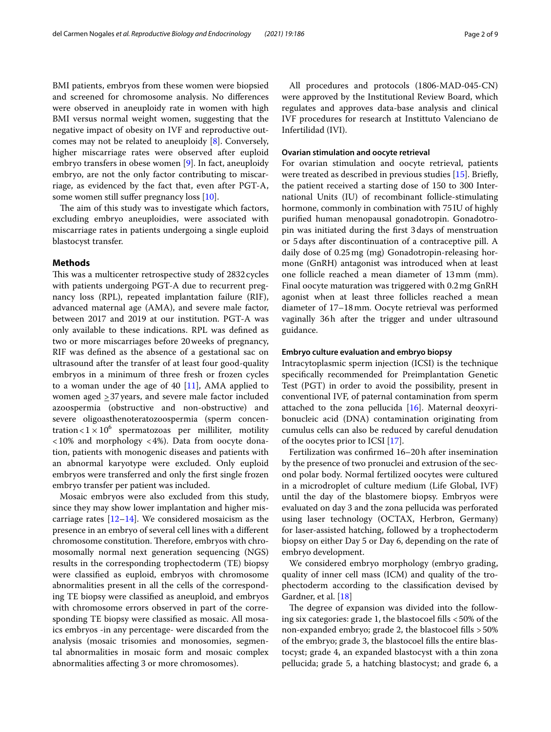BMI patients, embryos from these women were biopsied and screened for chromosome analysis. No differences were observed in aneuploidy rate in women with high BMI versus normal weight women, suggesting that the negative impact of obesity on IVF and reproductive outcomes may not be related to aneuploidy [8]. Conversely, higher miscarriage rates were observed after euploid embryo transfers in obese women [9]. In fact, aneuploidy embryo, are not the only factor contributing to miscarriage, as evidenced by the fact that, even after PGT-A, some women still suffer pregnancy loss [10].

The aim of this study was to investigate which factors, excluding embryo aneuploidies, were associated with miscarriage rates in patients undergoing a single euploid blastocyst transfer.

## Methods

This was a multicenter retrospective study of 2832 cycles with patients undergoing PGT-A due to recurrent pregnancy loss (RPL), repeated implantation failure (RIF), advanced maternal age (AMA), and severe male factor, between 2017 and 2019 at our institution. PGT-A was only available to these indications. RPL was defined as two or more miscarriages before 20 weeks of pregnancy, RIF was defined as the absence of a gestational sac on ultrasound after the transfer of at least four good-quality embryos in a minimum of three fresh or frozen cycles to a woman under the age of 40 [11], AMA applied to women aged $\geq$37 years, and severe male factor included azoospermia (obstructive and non-obstructive) and severe oligoasthenoteratozoospermia (sperm concentration $< 1 \times 10^6$ spermatozoas per milliliter, motility $< 10\%$ and morphology $< 4\%$). Data from oocyte donation, patients with monogenic diseases and patients with an abnormal karyotype were excluded. Only euploid embryos were transferred and only the first single frozen embryo transfer per patient was included.

Mosaic embryos were also excluded from this study, since they may show lower implantation and higher miscarriage rates [12–14]. We considered mosaicism as the presence in an embryo of several cell lines with a different chromosome constitution. Therefore, embryos with chromosomally normal next generation sequencing (NGS) results in the corresponding trophectoderm (TE) biopsy were classified as euploid, embryos with chromosome abnormalities present in all the cells of the corresponding TE biopsy were classified as aneuploid, and embryos with chromosome errors observed in part of the corresponding TE biopsy were classified as mosaic. All mosaics embryos -in any percentage- were discarded from the analysis (mosaic trisomies and monosomies, segmental abnormalities in mosaic form and mosaic complex abnormalities affecting 3 or more chromosomes).

All procedures and protocols (1806-MAD-045-CN) were approved by the Institutional Review Board, which regulates and approves data-base analysis and clinical IVF procedures for research at Instituto Valenciano de Infertilidad (IVI).

### Ovarian stimulation and oocyte retrieval

For ovarian stimulation and oocyte retrieval, patients were treated as described in previous studies [15]. Briefly, the patient received a starting dose of 150 to 300 International Units (IU) of recombinant follicle-stimulating hormone, commonly in combination with 75 IU of highly purified human menopausal gonadotropin. Gonadotropin was initiated during the first 3 days of menstruation or 5 days after discontinuation of a contraceptive pill. A daily dose of 0.25 mg (mg) Gonadotropin-releasing hormone (GnRH) antagonist was introduced when at least one follicle reached a mean diameter of 13 mm (mm). Final oocyte maturation was triggered with 0.2 mg GnRH agonist when at least three follicles reached a mean diameter of 17–18 mm. Oocyte retrieval was performed vaginally 36 h after the trigger and under ultrasound guidance.

### Embryo culture evaluation and embryo biopsy

Intracytoplasmic sperm injection (ICSI) is the technique specifically recommended for Preimplantation Genetic Test (PGT) in order to avoid the possibility, present in conventional IVF, of paternal contamination from sperm attached to the zona pellucida [16]. Maternal deoxyribonucleic acid (DNA) contamination originating from cumulus cells can also be reduced by careful denudation of the oocytes prior to ICSI [17].

Fertilization was confirmed 16–20 h after insemination by the presence of two pronuclei and extrusion of the second polar body. Normal fertilized oocytes were cultured in a microdroplet of culture medium (Life Global, IVF) until the day of the blastomere biopsy. Embryos were evaluated on day 3 and the zona pellucida was perforated using laser technology (OCTAX, Herbron, Germany) for laser-assisted hatching, followed by a trophectoderm biopsy on either Day 5 or Day 6, depending on the rate of embryo development.

We considered embryo morphology (embryo grading, quality of inner cell mass (ICM) and quality of the trophectoderm according to the classification devised by Gardner, et al. [18]

The degree of expansion was divided into the following six categories: grade 1, the blastocoel fills < 50% of the non-expanded embryo; grade 2, the blastocoel fills > 50% of the embryo; grade 3, the blastocoel fills the entire blastocyst; grade 4, an expanded blastocyst with a thin zona pellucida; grade 5, a hatching blastocyst; and grade 6, a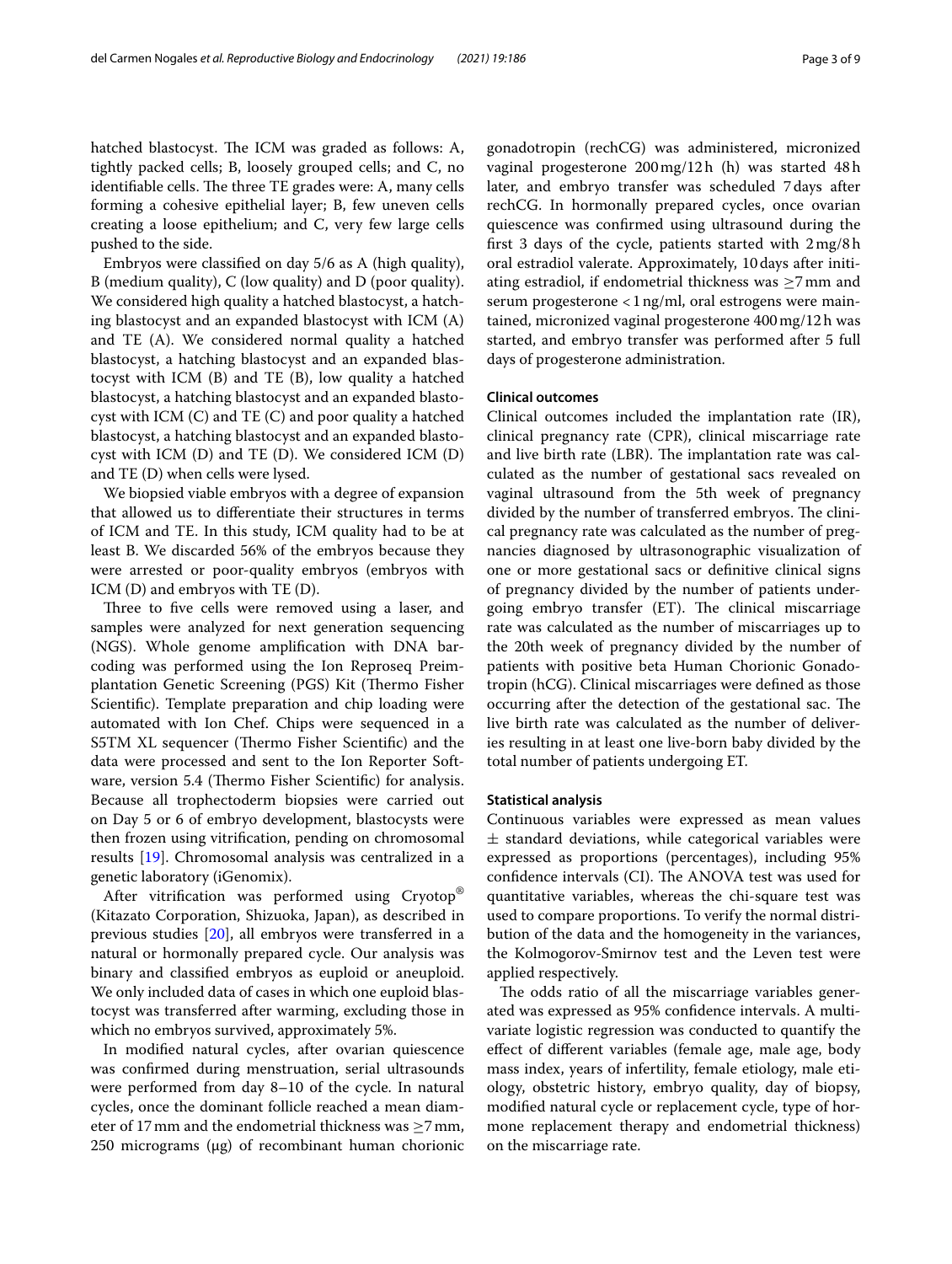hatched blastocyst. The ICM was graded as follows: A, tightly packed cells; B, loosely grouped cells; and C, no identifiable cells. The three TE grades were: A, many cells forming a cohesive epithelial layer; B, few uneven cells creating a loose epithelium; and C, very few large cells pushed to the side.

Embryos were classified on day 5/6 as A (high quality), B (medium quality), C (low quality) and D (poor quality). We considered high quality a hatched blastocyst, a hatching blastocyst and an expanded blastocyst with ICM (A) and TE (A). We considered normal quality a hatched blastocyst, a hatching blastocyst and an expanded blastocyst with ICM (B) and TE (B), low quality a hatched blastocyst, a hatching blastocyst and an expanded blastocyst with ICM (C) and TE (C) and poor quality a hatched blastocyst, a hatching blastocyst and an expanded blastocyst with ICM (D) and TE (D). We considered ICM (D) and TE (D) when cells were lysed.

We biopsied viable embryos with a degree of expansion that allowed us to differentiate their structures in terms of ICM and TE. In this study, ICM quality had to be at least B. We discarded 56% of the embryos because they were arrested or poor-quality embryos (embryos with ICM (D) and embryos with TE (D).

Three to five cells were removed using a laser, and samples were analyzed for next generation sequencing (NGS). Whole genome amplification with DNA barcoding was performed using the Ion Reproseq Preimplantation Genetic Screening (PGS) Kit (Thermo Fisher Scientific). Template preparation and chip loading were automated with Ion Chef. Chips were sequenced in a S5TM XL sequencer (Thermo Fisher Scientific) and the data were processed and sent to the Ion Reporter Software, version 5.4 (Thermo Fisher Scientific) for analysis. Because all trophectoderm biopsies were carried out on Day 5 or 6 of embryo development, blastocysts were then frozen using vitrification, pending on chromosomal results [19]. Chromosomal analysis was centralized in a genetic laboratory (iGenomix).

After vitrification was performed using Cryotop® (Kitazato Corporation, Shizuoka, Japan), as described in previous studies [20], all embryos were transferred in a natural or hormonally prepared cycle. Our analysis was binary and classified embryos as euploid or aneuploid. We only included data of cases in which one euploid blastocyst was transferred after warming, excluding those in which no embryos survived, approximately 5%.

In modified natural cycles, after ovarian quiescence was confirmed during menstruation, serial ultrasounds were performed from day 8–10 of the cycle. In natural cycles, once the dominant follicle reached a mean diameter of 17 mm and the endometrial thickness was ≥7 mm, 250 micrograms (μg) of recombinant human chorionic gonadotropin (rechCG) was administered, micronized vaginal progesterone 200 mg/12 h (h) was started 48 h later, and embryo transfer was scheduled 7 days after rechCG. In hormonally prepared cycles, once ovarian quiescence was confirmed using ultrasound during the first 3 days of the cycle, patients started with 2 mg/8 h oral estradiol valerate. Approximately, 10 days after initiating estradiol, if endometrial thickness was ≥7 mm and serum progesterone < 1 ng/ml, oral estrogens were maintained, micronized vaginal progesterone 400 mg/12 h was started, and embryo transfer was performed after 5 full days of progesterone administration.

### Clinical outcomes

Clinical outcomes included the implantation rate (IR), clinical pregnancy rate (CPR), clinical miscarriage rate and live birth rate (LBR). The implantation rate was calculated as the number of gestational sacs revealed on vaginal ultrasound from the 5th week of pregnancy divided by the number of transferred embryos. The clinical pregnancy rate was calculated as the number of pregnancies diagnosed by ultrasonographic visualization of one or more gestational sacs or definitive clinical signs of pregnancy divided by the number of patients undergoing embryo transfer (ET). The clinical miscarriage rate was calculated as the number of miscarriages up to the 20th week of pregnancy divided by the number of patients with positive beta Human Chorionic Gonadotropin (hCG). Clinical miscarriages were defined as those occurring after the detection of the gestational sac. The live birth rate was calculated as the number of deliveries resulting in at least one live-born baby divided by the total number of patients undergoing ET.

### Statistical analysis

Continuous variables were expressed as mean values ± standard deviations, while categorical variables were expressed as proportions (percentages), including 95% confidence intervals (CI). The ANOVA test was used for quantitative variables, whereas the chi-square test was used to compare proportions. To verify the normal distribution of the data and the homogeneity in the variances, the Kolmogorov-Smirnov test and the Leven test were applied respectively.

The odds ratio of all the miscarriage variables generated was expressed as 95% confidence intervals. A multivariate logistic regression was conducted to quantify the effect of different variables (female age, male age, body mass index, years of infertility, female etiology, male etiology, obstetric history, embryo quality, day of biopsy, modified natural cycle or replacement cycle, type of hormone replacement therapy and endometrial thickness) on the miscarriage rate.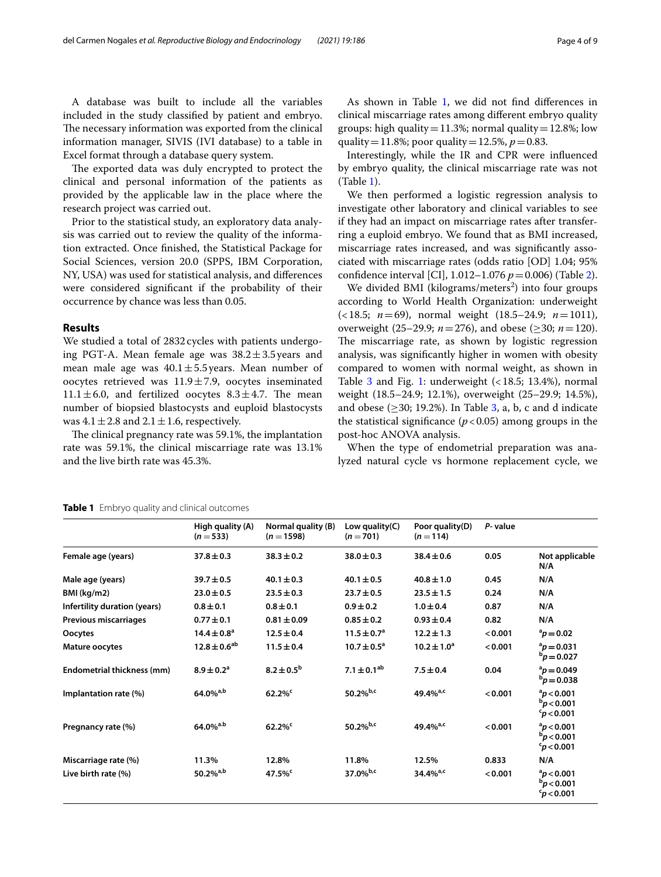A database was built to include all the variables included in the study classified by patient and embryo. The necessary information was exported from the clinical information manager, SIVIS (IVI database) to a table in Excel format through a database query system.

The exported data was duly encrypted to protect the clinical and personal information of the patients as provided by the applicable law in the place where the research project was carried out.

Prior to the statistical study, an exploratory data analysis was carried out to review the quality of the information extracted. Once finished, the Statistical Package for Social Sciences, version 20.0 (SPPS, IBM Corporation, NY, USA) was used for statistical analysis, and differences were considered significant if the probability of their occurrence by chance was less than 0.05.

## Results

We studied a total of 2832 cycles with patients undergoing PGT-A. Mean female age was $38.2 \pm 3.5$ years and mean male age was $40.1 \pm 5.5$ years. Mean number of oocytes retrieved was $11.9 \pm 7.9$, oocytes inseminated $11.1 \pm 6.0$, and fertilized oocytes $8.3 \pm 4.7$. The mean number of biopsied blastocysts and euploid blastocysts was $4.1 \pm 2.8$ and $2.1 \pm 1.6$, respectively.

The clinical pregnancy rate was 59.1%, the implantation rate was 59.1%, the clinical miscarriage rate was 13.1% and the live birth rate was 45.3%.

As shown in Table 1, we did not find differences in clinical miscarriage rates among different embryo quality groups: high quality = 11.3%; normal quality = 12.8%; low quality = 11.8%; poor quality = 12.5%, $p = 0.83$.

Interestingly, while the IR and CPR were influenced by embryo quality, the clinical miscarriage rate was not (Table 1).

We then performed a logistic regression analysis to investigate other laboratory and clinical variables to see if they had an impact on miscarriage rates after transferring a euploid embryo. We found that as BMI increased, miscarriage rates increased, and was significantly associated with miscarriage rates (odds ratio [OD] 1.04; 95% confidence interval [CI], 1.012–1.076 $p = 0.006$) (Table 2).

We divided BMI (kilograms/meters$^2$) into four groups according to World Health Organization: underweight (< 18.5; $n = 69$), normal weight (18.5–24.9; $n = 1011$), overweight (25–29.9; $n = 276$), and obese (≥30; $n = 120$). The miscarriage rate, as shown by logistic regression analysis, was significantly higher in women with obesity compared to women with normal weight, as shown in Table 3 and Fig. 1: underweight (< 18.5; 13.4%), normal weight (18.5–24.9; 12.1%), overweight (25–29.9; 14.5%), and obese (≥30; 19.2%). In Table 3, a, b, c and d indicate the statistical significance ($p < 0.05$) among groups in the post-hoc ANOVA analysis.

When the type of endometrial preparation was analyzed natural cycle vs hormone replacement cycle, we

**Table 1** Embryo quality and clinical outcomes

| | High quality (A) ($n = 533$) | Normal quality (B) ($n = 1598$) | Low quality(C) ($n = 701$) | Poor quality(D) ($n = 114$) | *P*- value | |
|---|---|---|---|---|---|---|
| **Female age (years)** | **37.8 ± 0.3** | **38.3 ± 0.2** | **38.0 ± 0.3** | **38.4 ± 0.6** | **0.05** | **Not applicable N/A** |
| **Male age (years)** | **39.7 ± 0.5** | **40.1 ± 0.3** | **40.1 ± 0.5** | **40.8 ± 1.0** | **0.45** | **N/A** |
| **BMI (kg/m2)** | **23.0 ± 0.5** | **23.5 ± 0.3** | **23.7 ± 0.5** | **23.5 ± 1.5** | **0.24** | **N/A** |
| **Infertility duration (years)** | **0.8 ± 0.1** | **0.8 ± 0.1** | **0.9 ± 0.2** | **1.0 ± 0.4** | **0.87** | **N/A** |
| **Previous miscarriages** | **0.77 ± 0.1** | **0.81 ± 0.09** | **0.85 ± 0.2** | **0.93 ± 0.4** | **0.82** | **N/A** |
| **Oocytes** | **14.4 ± 0.8[a]** | **12.5 ± 0.4** | **11.5 ± 0.7[a]** | **12.2 ± 1.3** | **< 0.001** | **[a]$p = 0.02$** |
| **Mature oocytes** | **12.8 ± 0.6[ab]** | **11.5 ± 0.4** | **10.7 ± 0.5[a]** | **10.2 ± 1.0[a]** | **< 0.001** | **[a]$p = 0.031$ [b]$p = 0.027$** |
| **Endometrial thickness (mm)** | **8.9 ± 0.2[a]** | **8.2 ± 0.5[b]** | **7.1 ± 0.1[ab]** | **7.5 ± 0.4** | **0.04** | **[a]$p = 0.049$ [b]$p = 0.038$** |
| **Implantation rate (%)** | **64.0%[a,b]** | **62.2%[c]** | **50.2%[b,c]** | **49.4%[a,c]** | **< 0.001** | **[a]$p < 0.001$ [b]$p < 0.001$ [c]$p < 0.001$** |
| **Pregnancy rate (%)** | **64.0%[a,b]** | **62.2%[c]** | **50.2%[b,c]** | **49.4%[a,c]** | **< 0.001** | **[a]$p < 0.001$ [b]$p < 0.001$ [c]$p < 0.001$** |
| **Miscarriage rate (%)** | **11.3%** | **12.8%** | **11.8%** | **12.5%** | **0.833** | **N/A** |
| **Live birth rate (%)** | **50.2%[a,b]** | **47.5%[c]** | **37.0%[b,c]** | **34.4%[a,c]** | **< 0.001** | **[a]$p < 0.001$ [b]$p < 0.001$ [c]$p < 0.001$** |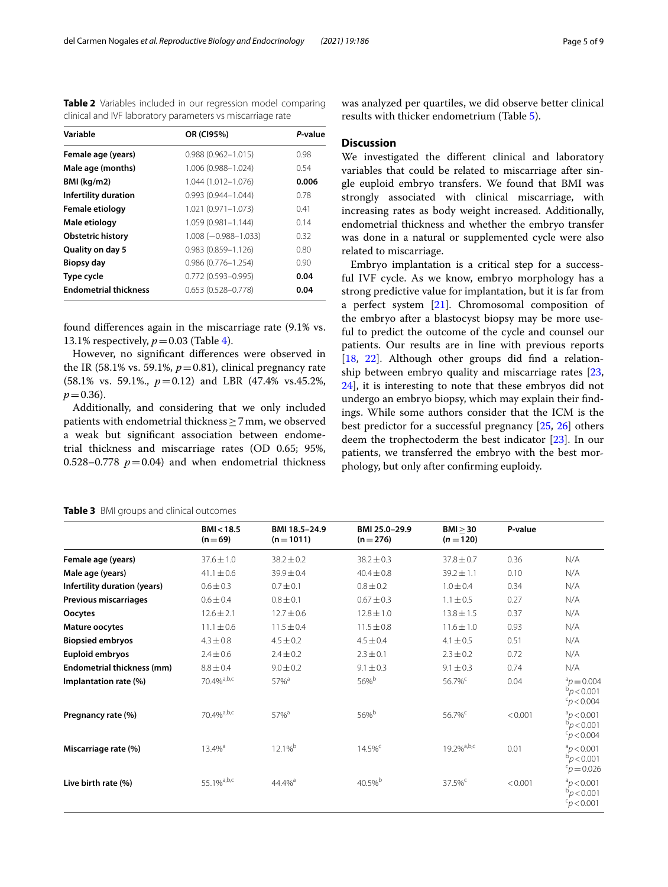**Table 2** Variables included in our regression model comparing clinical and IVF laboratory parameters vs miscarriage rate

| Variable | OR (CI95%) | *P*-value |
|---|---|---|
| **Female age (years)** | 0.988 (0.962–1.015) | 0.98 |
| **Male age (months)** | 1.006 (0.988–1.024) | 0.54 |
| **BMI (kg/m2)** | 1.044 (1.012–1.076) | **0.006** |
| **Infertility duration** | 0.993 (0.944–1.044) | 0.78 |
| **Female etiology** | 1.021 (0.971–1.073) | 0.41 |
| **Male etiology** | 1.059 (0.981–1.144) | 0.14 |
| **Obstetric history** | 1.008 (−0.988–1.033) | 0.32 |
| **Quality on day 5** | 0.983 (0.859–1.126) | 0.80 |
| **Biopsy day** | 0.986 (0.776–1.254) | 0.90 |
| **Type cycle** | 0.772 (0.593–0.995) | **0.04** |
| **Endometrial thickness** | 0.653 (0.528–0.778) | **0.04** |

found differences again in the miscarriage rate (9.1% vs. 13.1% respectively, $p = 0.03$ (Table 4).

However, no significant differences were observed in the IR (58.1% vs. 59.1%, $p = 0.81$), clinical pregnancy rate (58.1% vs. 59.1%., $p = 0.12$) and LBR (47.4% vs.45.2%, $p = 0.36$).

Additionally, and considering that we only included patients with endometrial thickness ≥ 7 mm, we observed a weak but significant association between endometrial thickness and miscarriage rates (OD 0.65; 95%, 0.528–0.778 $p = 0.04$) and when endometrial thickness was analyzed per quartiles, we did observe better clinical results with thicker endometrium (Table 5).

## Discussion

We investigated the different clinical and laboratory variables that could be related to miscarriage after single euploid embryo transfers. We found that BMI was strongly associated with clinical miscarriage, with increasing rates as body weight increased. Additionally, endometrial thickness and whether the embryo transfer was done in a natural or supplemented cycle were also related to miscarriage.

Embryo implantation is a critical step for a successful IVF cycle. As we know, embryo morphology has a strong predictive value for implantation, but it is far from a perfect system [21]. Chromosomal composition of the embryo after a blastocyst biopsy may be more useful to predict the outcome of the cycle and counsel our patients. Our results are in line with previous reports [18, 22]. Although other groups did find a relationship between embryo quality and miscarriage rates [23, 24], it is interesting to note that these embryos did not undergo an embryo biopsy, which may explain their findings. While some authors consider that the ICM is the best predictor for a successful pregnancy [25, 26] others deem the trophectoderm the best indicator [23]. In our patients, we transferred the embryo with the best morphology, but only after confirming euploidy.

**Table 3** BMI groups and clinical outcomes

| | BMI < 18.5 (n = 69) | BMI 18.5–24.9 (n = 1011) | BMI 25.0–29.9 (n = 276) | BMI ≥ 30 (*n* = 120) | P-value | |
|---|---|---|---|---|---|---|
| **Female age (years)** | 37.6 ± 1.0 | 38.2 ± 0.2 | 38.2 ± 0.3 | 37.8 ± 0.7 | 0.36 | N/A |
| **Male age (years)** | 41.1 ± 0.6 | 39.9 ± 0.4 | 40.4 ± 0.8 | 39.2 ± 1.1 | 0.10 | N/A |
| **Infertility duration (years)** | 0.6 ± 0.3 | 0.7 ± 0.1 | 0.8 ± 0.2 | 1.0 ± 0.4 | 0.34 | N/A |
| **Previous miscarriages** | 0.6 ± 0.4 | 0.8 ± 0.1 | 0.67 ± 0.3 | 1.1 ± 0.5 | 0.27 | N/A |
| **Oocytes** | 12.6 ± 2.1 | 12.7 ± 0.6 | 12.8 ± 1.0 | 13.8 ± 1.5 | 0.37 | N/A |
| **Mature oocytes** | 11.1 ± 0.6 | 11.5 ± 0.4 | 11.5 ± 0.8 | 11.6 ± 1.0 | 0.93 | N/A |
| **Biopsied embryos** | 4.3 ± 0.8 | 4.5 ± 0.2 | 4.5 ± 0.4 | 4.1 ± 0.5 | 0.51 | N/A |
| **Euploid embryos** | 2.4 ± 0.6 | 2.4 ± 0.2 | 2.3 ± 0.1 | 2.3 ± 0.2 | 0.72 | N/A |
| **Endometrial thickness (mm)** | 8.8 ± 0.4 | 9.0 ± 0.2 | 9.1 ± 0.3 | 9.1 ± 0.3 | 0.74 | N/A |
| **Implantation rate (%)** | 70.4%[a,b,c] | 57%[a] | 56%[b] | 56.7%[c] | 0.04 | [a]$p = 0.004$ [b]$p < 0.001$ [c]$p < 0.004$ |
| **Pregnancy rate (%)** | 70.4%[a,b,c] | 57%[a] | 56%[b] | 56.7%[c] | < 0.001 | [a]$p < 0.001$ [b]$p < 0.001$ [c]$p < 0.004$ |
| **Miscarriage rate (%)** | 13.4%[a] | 12.1%[b] | 14.5%[c] | 19.2%[a,b,c] | 0.01 | [a]$p < 0.001$ [b]$p < 0.001$ [c]$p = 0.026$ |
| **Live birth rate (%)** | 55.1%[a,b,c] | 44.4%[a] | 40.5%[b] | 37.5%[c] | < 0.001 | [a]$p < 0.001$ [b]$p < 0.001$ [c]$p < 0.001$ |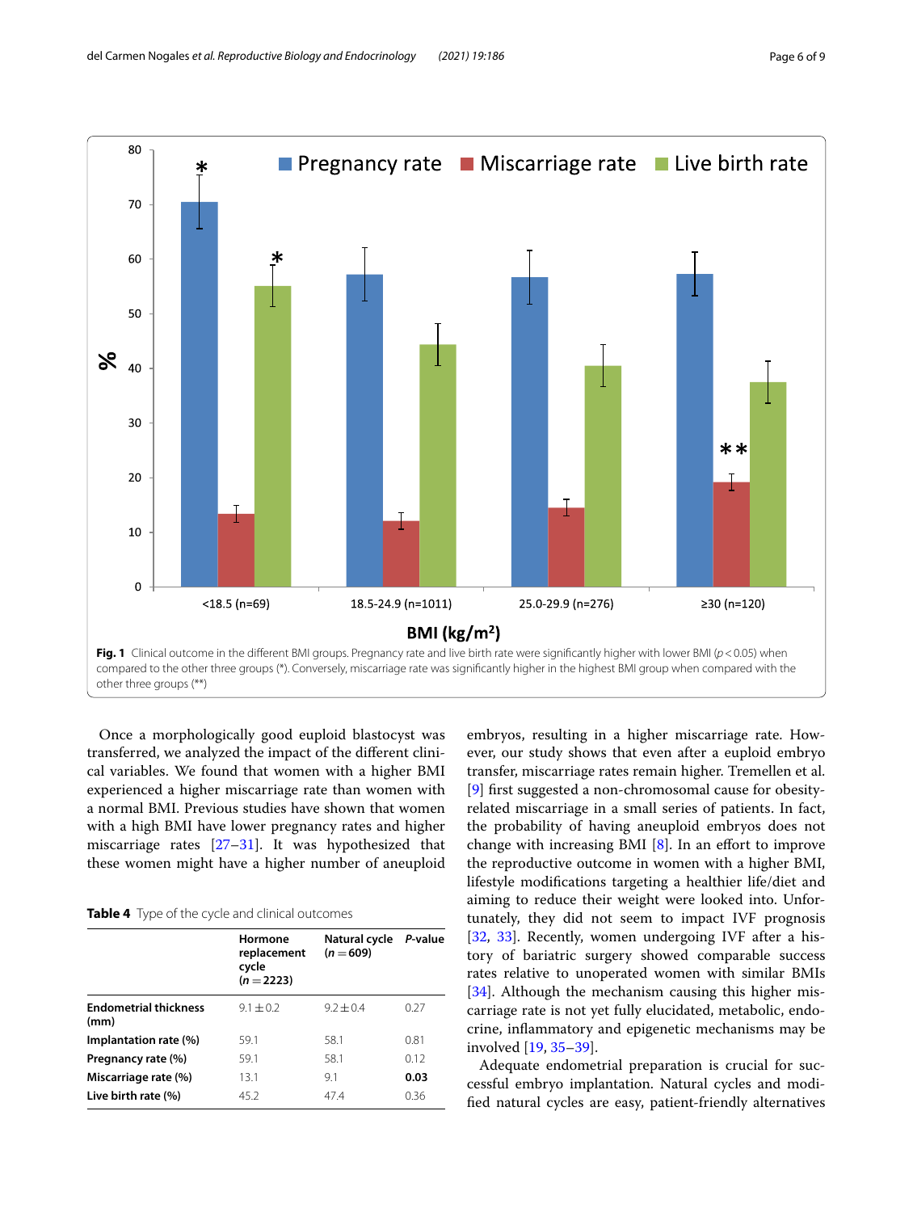**Fig. 1** Clinical outcome in the different BMI groups. Pregnancy rate and live birth rate were significantly higher with lower BMI ($p < 0.05$) when compared to the other three groups (*). Conversely, miscarriage rate was significantly higher in the highest BMI group when compared with the other three groups (**)

Once a morphologically good euploid blastocyst was transferred, we analyzed the impact of the different clinical variables. We found that women with a higher BMI experienced a higher miscarriage rate than women with a normal BMI. Previous studies have shown that women with a high BMI have lower pregnancy rates and higher miscarriage rates [27–31]. It was hypothesized that these women might have a higher number of aneuploid embryos, resulting in a higher miscarriage rate. However, our study shows that even after a euploid embryo transfer, miscarriage rates remain higher. Tremellen et al. [9] first suggested a non-chromosomal cause for obesity-related miscarriage in a small series of patients. In fact, the probability of having aneuploid embryos does not change with increasing BMI [8]. In an effort to improve the reproductive outcome in women with a higher BMI, lifestyle modifications targeting a healthier life/diet and aiming to reduce their weight were looked into. Unfortunately, they did not seem to impact IVF prognosis [32, 33]. Recently, women undergoing IVF after a history of bariatric surgery showed comparable success rates relative to unoperated women with similar BMIs [34]. Although the mechanism causing this higher miscarriage rate is not yet fully elucidated, metabolic, endocrine, inflammatory and epigenetic mechanisms may be involved [19, 35–39].

**Table 4** Type of the cycle and clinical outcomes

| | Hormone replacement cycle ($n = 2223$) | Natural cycle ($n = 609$) | *P*-value |
|---|---|---|---|
| **Endometrial thickness (mm)** | 9.1 ± 0.2 | 9.2 ± 0.4 | 0.27 |
| **Implantation rate (%)** | 59.1 | 58.1 | 0.81 |
| **Pregnancy rate (%)** | 59.1 | 58.1 | 0.12 |
| **Miscarriage rate (%)** | 13.1 | 9.1 | **0.03** |
| **Live birth rate (%)** | 45.2 | 47.4 | 0.36 |

Adequate endometrial preparation is crucial for successful embryo implantation. Natural cycles and modified natural cycles are easy, patient-friendly alternatives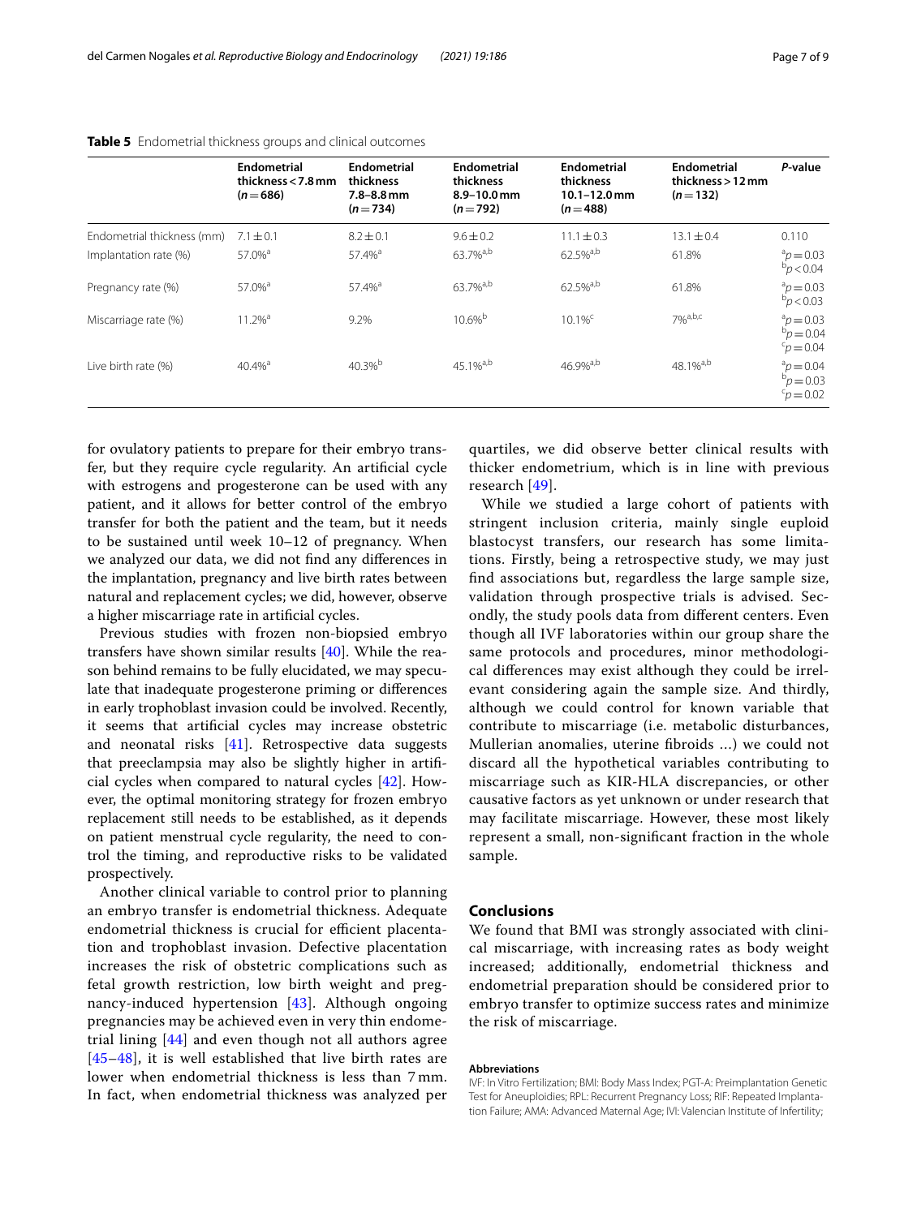**Table 5** Endometrial thickness groups and clinical outcomes

| | Endometrial thickness < 7.8 mm (n = 686) | Endometrial thickness 7.8–8.8 mm (n = 734) | Endometrial thickness 8.9–10.0 mm (n = 792) | Endometrial thickness 10.1–12.0 mm (n = 488) | Endometrial thickness > 12 mm (n = 132) | P-value |
|---|---|---|---|---|---|---|
| Endometrial thickness (mm) | 7.1 ± 0.1 | 8.2 ± 0.1 | 9.6 ± 0.2 | 11.1 ± 0.3 | 13.1 ± 0.4 | 0.110 |
| Implantation rate (%) | 57.0%[a] | 57.4%[a] | 63.7%[a,b] | 62.5%[a,b] | 61.8% | [a]$p = 0.03$ [b]$p < 0.04$ |
| Pregnancy rate (%) | 57.0%[a] | 57.4%[a] | 63.7%[a,b] | 62.5%[a,b] | 61.8% | [a]$p = 0.03$ [b]$p < 0.03$ |
| Miscarriage rate (%) | 11.2%[a] | 9.2% | 10.6%[b] | 10.1%[c] | 7%[a,b,c] | [a]$p = 0.03$ [b]$p = 0.04$ [c]$p = 0.04$ |
| Live birth rate (%) | 40.4%[a] | 40.3%[b] | 45.1%[a,b] | 46.9%[a,b] | 48.1%[a,b] | [a]$p = 0.04$ [b]$p = 0.03$ [c]$p = 0.02$ |

for ovulatory patients to prepare for their embryo transfer, but they require cycle regularity. An artificial cycle with estrogens and progesterone can be used with any patient, and it allows for better control of the embryo transfer for both the patient and the team, but it needs to be sustained until week 10–12 of pregnancy. When we analyzed our data, we did not find any differences in the implantation, pregnancy and live birth rates between natural and replacement cycles; we did, however, observe a higher miscarriage rate in artificial cycles.

Previous studies with frozen non-biopsied embryo transfers have shown similar results [40]. While the reason behind remains to be fully elucidated, we may speculate that inadequate progesterone priming or differences in early trophoblast invasion could be involved. Recently, it seems that artificial cycles may increase obstetric and neonatal risks [41]. Retrospective data suggests that preeclampsia may also be slightly higher in artificial cycles when compared to natural cycles [42]. However, the optimal monitoring strategy for frozen embryo replacement still needs to be established, as it depends on patient menstrual cycle regularity, the need to control the timing, and reproductive risks to be validated prospectively.

Another clinical variable to control prior to planning an embryo transfer is endometrial thickness. Adequate endometrial thickness is crucial for efficient placentation and trophoblast invasion. Defective placentation increases the risk of obstetric complications such as fetal growth restriction, low birth weight and pregnancy-induced hypertension [43]. Although ongoing pregnancies may be achieved even in very thin endometrial lining [44] and even though not all authors agree [45–48], it is well established that live birth rates are lower when endometrial thickness is less than 7 mm. In fact, when endometrial thickness was analyzed per quartiles, we did observe better clinical results with thicker endometrium, which is in line with previous research [49].

While we studied a large cohort of patients with stringent inclusion criteria, mainly single euploid blastocyst transfers, our research has some limitations. Firstly, being a retrospective study, we may just find associations but, regardless the large sample size, validation through prospective trials is advised. Secondly, the study pools data from different centers. Even though all IVF laboratories within our group share the same protocols and procedures, minor methodological differences may exist although they could be irrelevant considering again the sample size. And thirdly, although we could control for known variable that contribute to miscarriage (i.e. metabolic disturbances, Mullerian anomalies, uterine fibroids ...) we could not discard all the hypothetical variables contributing to miscarriage such as KIR-HLA discrepancies, or other causative factors as yet unknown or under research that may facilitate miscarriage. However, these most likely represent a small, non-significant fraction in the whole sample.

## Conclusions

We found that BMI was strongly associated with clinical miscarriage, with increasing rates as body weight increased; additionally, endometrial thickness and endometrial preparation should be considered prior to embryo transfer to optimize success rates and minimize the risk of miscarriage.

#### Abbreviations

IVF: In Vitro Fertilization; BMI: Body Mass Index; PGT-A: Preimplantation Genetic Test for Aneuploidies; RPL: Recurrent Pregnancy Loss; RIF: Repeated Implantation Failure; AMA: Advanced Maternal Age; IVI: Valencian Institute of Infertility;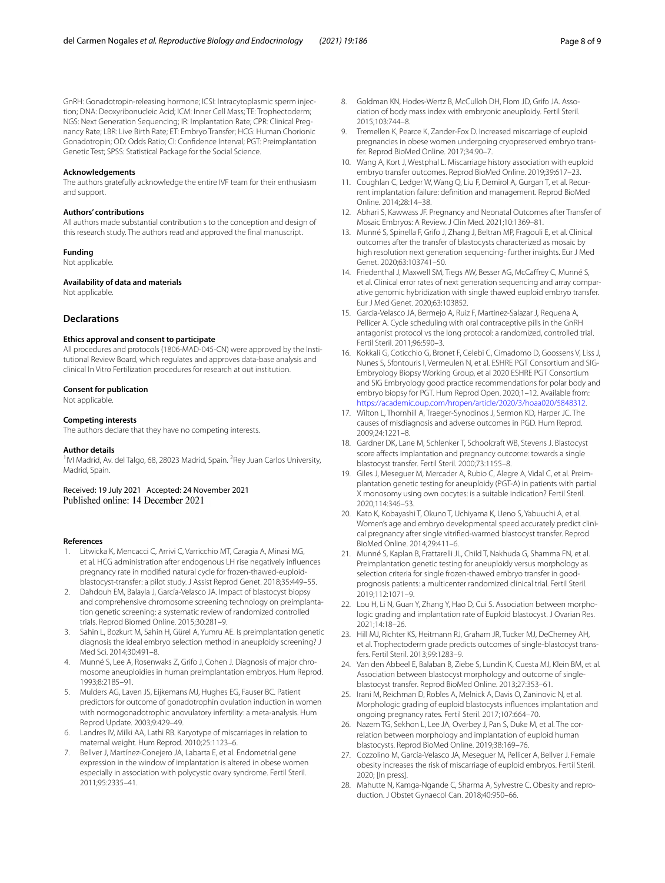GnRH: Gonadotropin-releasing hormone; ICSI: Intracytoplasmic sperm injection; DNA: Deoxyribonucleic Acid; ICM: Inner Cell Mass; TE: Trophectoderm; NGS: Next Generation Sequencing; IR: Implantation Rate; CPR: Clinical Pregnancy Rate; LBR: Live Birth Rate; ET: Embryo Transfer; HCG: Human Chorionic Gonadotropin; OD: Odds Ratio; CI: Confidence Interval; PGT: Preimplantation Genetic Test; SPSS: Statistical Package for the Social Science.

#### Acknowledgements

The authors gratefully acknowledge the entire IVF team for their enthusiasm and support.

#### Authors' contributions

All authors made substantial contribution s to the conception and design of this research study. The authors read and approved the final manuscript.

#### Funding

Not applicable.

#### Availability of data and materials

Not applicable.

### Declarations

#### Ethics approval and consent to participate

All procedures and protocols (1806-MAD-045-CN) were approved by the Institutional Review Board, which regulates and approves data-base analysis and clinical In Vitro Fertilization procedures for research at out institution.

#### Consent for publication

Not applicable.

#### Competing interests

The authors declare that they have no competing interests.

#### Author details

[1]IVI Madrid, Av. del Talgo, 68, 28023 Madrid, Spain. [2]Rey Juan Carlos University, Madrid, Spain.

Received: 19 July 2021 Accepted: 24 November 2021
Published online: 14 December 2021

#### References

1. Litwicka K, Mencacci C, Arrivi C, Varricchio MT, Caragia A, Minasi MG, et al. HCG administration after endogenous LH rise negatively influences pregnancy rate in modified natural cycle for frozen-thawed-euploid-blastocyst-transfer: a pilot study. J Assist Reprod Genet. 2018;35:449–55.
2. Dahdouh EM, Balayla J, García-Velasco JA. Impact of blastocyst biopsy and comprehensive chromosome screening technology on preimplantation genetic screening: a systematic review of randomized controlled trials. Reprod Biomed Online. 2015;30:281–9.
3. Sahin L, Bozkurt M, Sahin H, Gürel A, Yumru AE. Is preimplantation genetic diagnosis the ideal embryo selection method in aneuploidy screening? J Med Sci. 2014;30:491–8.
4. Munné S, Lee A, Rosenwaks Z, Grifo J, Cohen J. Diagnosis of major chromosome aneuploidies in human preimplantation embryos. Hum Reprod. 1993;8:2185–91.
5. Mulders AG, Laven JS, Eijkemans MJ, Hughes EG, Fauser BC. Patient predictors for outcome of gonadotrophin ovulation induction in women with normogonadotrophic anovulatory infertility: a meta-analysis. Hum Reprod Update. 2003;9:429–49.
6. Landres IV, Milki AA, Lathi RB. Karyotype of miscarriages in relation to maternal weight. Hum Reprod. 2010;25:1123–6.
7. Bellver J, Martínez-Conejero JA, Labarta E, et al. Endometrial gene expression in the window of implantation is altered in obese women especially in association with polycystic ovary syndrome. Fertil Steril. 2011;95:2335–41.
8. Goldman KN, Hodes-Wertz B, McCulloh DH, Flom JD, Grifo JA. Association of body mass index with embryonic aneuploidy. Fertil Steril. 2015;103:744–8.
9. Tremellen K, Pearce K, Zander-Fox D. Increased miscarriage of euploid pregnancies in obese women undergoing cryopreserved embryo transfer. Reprod BioMed Online. 2017;34:90–7.
10. Wang A, Kort J, Westphal L. Miscarriage history association with euploid embryo transfer outcomes. Reprod BioMed Online. 2019;39:617–23.
11. Coughlan C, Ledger W, Wang Q, Liu F, Demirol A, Gurgan T, et al. Recurrent implantation failure: definition and management. Reprod BioMed Online. 2014;28:14–38.
12. Abhari S, Kawwass JF. Pregnancy and Neonatal Outcomes after Transfer of Mosaic Embryos: A Review. J Clin Med. 2021;10:1369–81.
13. Munné S, Spinella F, Grifo J, Zhang J, Beltran MP, Fragouli E, et al. Clinical outcomes after the transfer of blastocysts characterized as mosaic by high resolution next generation sequencing- further insights. Eur J Med Genet. 2020;63:103741–50.
14. Friedenthal J, Maxwell SM, Tiegs AW, Besser AG, McCaffrey C, Munné S, et al. Clinical error rates of next generation sequencing and array comparative genomic hybridization with single thawed euploid embryo transfer. Eur J Med Genet. 2020;63:103852.
15. Garcia-Velasco JA, Bermejo A, Ruiz F, Martinez-Salazar J, Requena A, Pellicer A. Cycle scheduling with oral contraceptive pills in the GnRH antagonist protocol vs the long protocol: a randomized, controlled trial. Fertil Steril. 2011;96:590–3.
16. Kokkali G, Coticchio G, Bronet F, Celebi C, Cimadomo D, Goossens V, Liss J, Nunes S, Sfontouris I, Vermeulen N, et al. ESHRE PGT Consortium and SIG-Embryology Biopsy Working Group, et al 2020 ESHRE PGT Consortium and SIG Embryology good practice recommendations for polar body and embryo biopsy for PGT. Hum Reprod Open. 2020;1–12. Available from: https://academic.oup.com/hropen/article/2020/3/hoaa020/5848312.
17. Wilton L, Thornhill A, Traeger-Synodinos J, Sermon KD, Harper JC. The causes of misdiagnosis and adverse outcomes in PGD. Hum Reprod. 2009;24:1221–8.
18. Gardner DK, Lane M, Schlenker T, Schoolcraft WB, Stevens J. Blastocyst score affects implantation and pregnancy outcome: towards a single blastocyst transfer. Fertil Steril. 2000;73:1155–8.
19. Giles J, Meseguer M, Mercader A, Rubio C, Alegre A, Vidal C, et al. Preimplantation genetic testing for aneuploidy (PGT-A) in patients with partial X monosomy using own oocytes: is a suitable indication? Fertil Steril. 2020;114:346–53.
20. Kato K, Kobayashi T, Okuno T, Uchiyama K, Ueno S, Yabuuchi A, et al. Women's age and embryo developmental speed accurately predict clinical pregnancy after single vitrified-warmed blastocyst transfer. Reprod BioMed Online. 2014;29:411–6.
21. Munné S, Kaplan B, Frattarelli JL, Child T, Nakhuda G, Shamma FN, et al. Preimplantation genetic testing for aneuploidy versus morphology as selection criteria for single frozen-thawed embryo transfer in good-prognosis patients: a multicenter randomized clinical trial. Fertil Steril. 2019;112:1071–9.
22. Lou H, Li N, Guan Y, Zhang Y, Hao D, Cui S. Association between morphologic grading and implantation rate of Euploid blastocyst. J Ovarian Res. 2021;14:18–26.
23. Hill MJ, Richter KS, Heitmann RJ, Graham JR, Tucker MJ, DeCherney AH, et al. Trophectoderm grade predicts outcomes of single-blastocyst transfers. Fertil Steril. 2013;99:1283–9.
24. Van den Abbeel E, Balaban B, Ziebe S, Lundin K, Cuesta MJ, Klein BM, et al. Association between blastocyst morphology and outcome of single-blastocyst transfer. Reprod BioMed Online. 2013;27:353–61.
25. Irani M, Reichman D, Robles A, Melnick A, Davis O, Zaninovic N, et al. Morphologic grading of euploid blastocysts influences implantation and ongoing pregnancy rates. Fertil Steril. 2017;107:664–70.
26. Nazem TG, Sekhon L, Lee JA, Overbey J, Pan S, Duke M, et al. The correlation between morphology and implantation of euploid human blastocysts. Reprod BioMed Online. 2019;38:169–76.
27. Cozzolino M, García-Velasco JA, Meseguer M, Pellicer A, Bellver J. Female obesity increases the risk of miscarriage of euploid embryos. Fertil Steril. 2020; [In press].
28. Mahutte N, Kamga-Ngande C, Sharma A, Sylvestre C. Obesity and reproduction. J Obstet Gynaecol Can. 2018;40:950–66.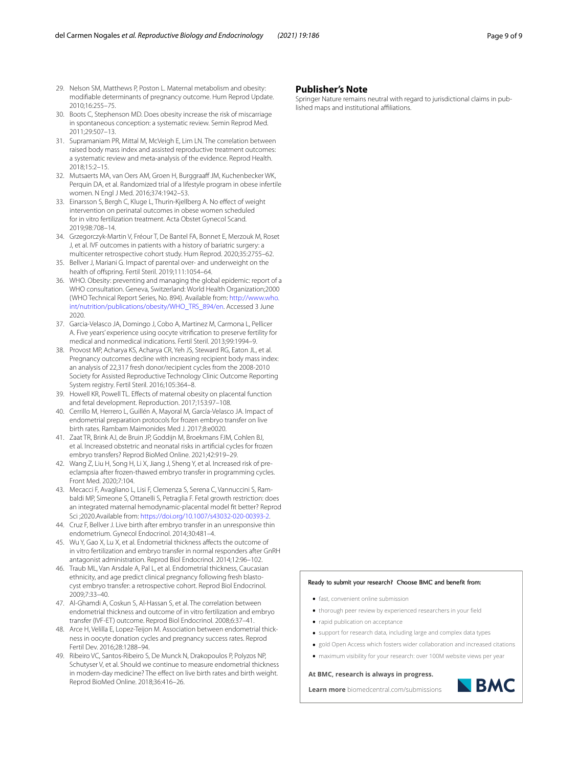29. Nelson SM, Matthews P, Poston L. Maternal metabolism and obesity: modifiable determinants of pregnancy outcome. Hum Reprod Update. 2010;16:255–75.
30. Boots C, Stephenson MD. Does obesity increase the risk of miscarriage in spontaneous conception: a systematic review. Semin Reprod Med. 2011;29:507–13.
31. Supramaniam PR, Mittal M, McVeigh E, Lim LN. The correlation between raised body mass index and assisted reproductive treatment outcomes: a systematic review and meta-analysis of the evidence. Reprod Health. 2018;15:2–15.
32. Mutsaerts MA, van Oers AM, Groen H, Burggraaff JM, Kuchenbecker WK, Perquin DA, et al. Randomized trial of a lifestyle program in obese infertile women. N Engl J Med. 2016;374:1942–53.
33. Einarsson S, Bergh C, Kluge L, Thurin-Kjellberg A. No effect of weight intervention on perinatal outcomes in obese women scheduled for in vitro fertilization treatment. Acta Obstet Gynecol Scand. 2019;98:708–14.
34. Grzegorczyk-Martin V, Fréour T, De Bantel FA, Bonnet E, Merzouk M, Roset J, et al. IVF outcomes in patients with a history of bariatric surgery: a multicenter retrospective cohort study. Hum Reprod. 2020;35:2755–62.
35. Bellver J, Mariani G. Impact of parental over- and underweight on the health of offspring. Fertil Steril. 2019;111:1054–64.
36. WHO. Obesity: preventing and managing the global epidemic: report of a WHO consultation. Geneva, Switzerland: World Health Organization;2000 (WHO Technical Report Series, No. 894). Available from: http://www.who.int/nutrition/publications/obesity/WHO_TRS_894/en. Accessed 3 June 2020.
37. Garcia-Velasco JA, Domingo J, Cobo A, Martinez M, Carmona L, Pellicer A. Five years' experience using oocyte vitrification to preserve fertility for medical and nonmedical indications. Fertil Steril. 2013;99:1994–9.
38. Provost MP, Acharya KS, Acharya CR, Yeh JS, Steward RG, Eaton JL, et al. Pregnancy outcomes decline with increasing recipient body mass index: an analysis of 22,317 fresh donor/recipient cycles from the 2008-2010 Society for Assisted Reproductive Technology Clinic Outcome Reporting System registry. Fertil Steril. 2016;105:364–8.
39. Howell KR, Powell TL. Effects of maternal obesity on placental function and fetal development. Reproduction. 2017;153:97–108.
40. Cerrillo M, Herrero L, Guillén A, Mayoral M, García-Velasco JA. Impact of endometrial preparation protocols for frozen embryo transfer on live birth rates. Rambam Maimonides Med J. 2017;8:e0020.
41. Zaat TR, Brink AJ, de Bruin JP, Goddijn M, Broekmans FJM, Cohlen BJ, et al. Increased obstetric and neonatal risks in artificial cycles for frozen embryo transfers? Reprod BioMed Online. 2021;42:919–29.
42. Wang Z, Liu H, Song H, Li X, Jiang J, Sheng Y, et al. Increased risk of pre-eclampsia after frozen-thawed embryo transfer in programming cycles. Front Med. 2020;7:104.
43. Mecacci F, Avagliano L, Lisi F, Clemenza S, Serena C, Vannuccini S, Rambaldi MP, Simeone S, Ottanelli S, Petraglia F. Fetal growth restriction: does an integrated maternal hemodynamic-placental model fit better? Reprod Sci ;2020.Available from: https://doi.org/10.1007/s43032-020-00393-2.
44. Cruz F, Bellver J. Live birth after embryo transfer in an unresponsive thin endometrium. Gynecol Endocrinol. 2014;30:481–4.
45. Wu Y, Gao X, Lu X, et al. Endometrial thickness affects the outcome of in vitro fertilization and embryo transfer in normal responders after GnRH antagonist administration. Reprod Biol Endocrinol. 2014;12:96–102.
46. Traub ML, Van Arsdale A, Pal L, et al. Endometrial thickness, Caucasian ethnicity, and age predict clinical pregnancy following fresh blastocyst embryo transfer: a retrospective cohort. Reprod Biol Endocrinol. 2009;7:33–40.
47. Al-Ghamdi A, Coskun S, Al-Hassan S, et al. The correlation between endometrial thickness and outcome of in vitro fertilization and embryo transfer (IVF-ET) outcome. Reprod Biol Endocrinol. 2008;6:37–41.
48. Arce H, Velilla E, Lopez-Teijon M. Association between endometrial thickness in oocyte donation cycles and pregnancy success rates. Reprod Fertil Dev. 2016;28:1288–94.
49. Ribeiro VC, Santos-Ribeiro S, De Munck N, Drakopoulos P, Polyzos NP, Schutyser V, et al. Should we continue to measure endometrial thickness in modern-day medicine? The effect on live birth rates and birth weight. Reprod BioMed Online. 2018;36:416–26.

## Publisher's Note

Springer Nature remains neutral with regard to jurisdictional claims in published maps and institutional affiliations.

Ready to submit your research? Choose BMC and benefit from:

- fast, convenient online submission
- thorough peer review by experienced researchers in your field
- rapid publication on acceptance
- support for research data, including large and complex data types
- gold Open Access which fosters wider collaboration and increased citations
- maximum visibility for your research: over 100M website views per year

**At BMC, research is always in progress.**

**Learn more** biomedcentral.com/submissions

BMC